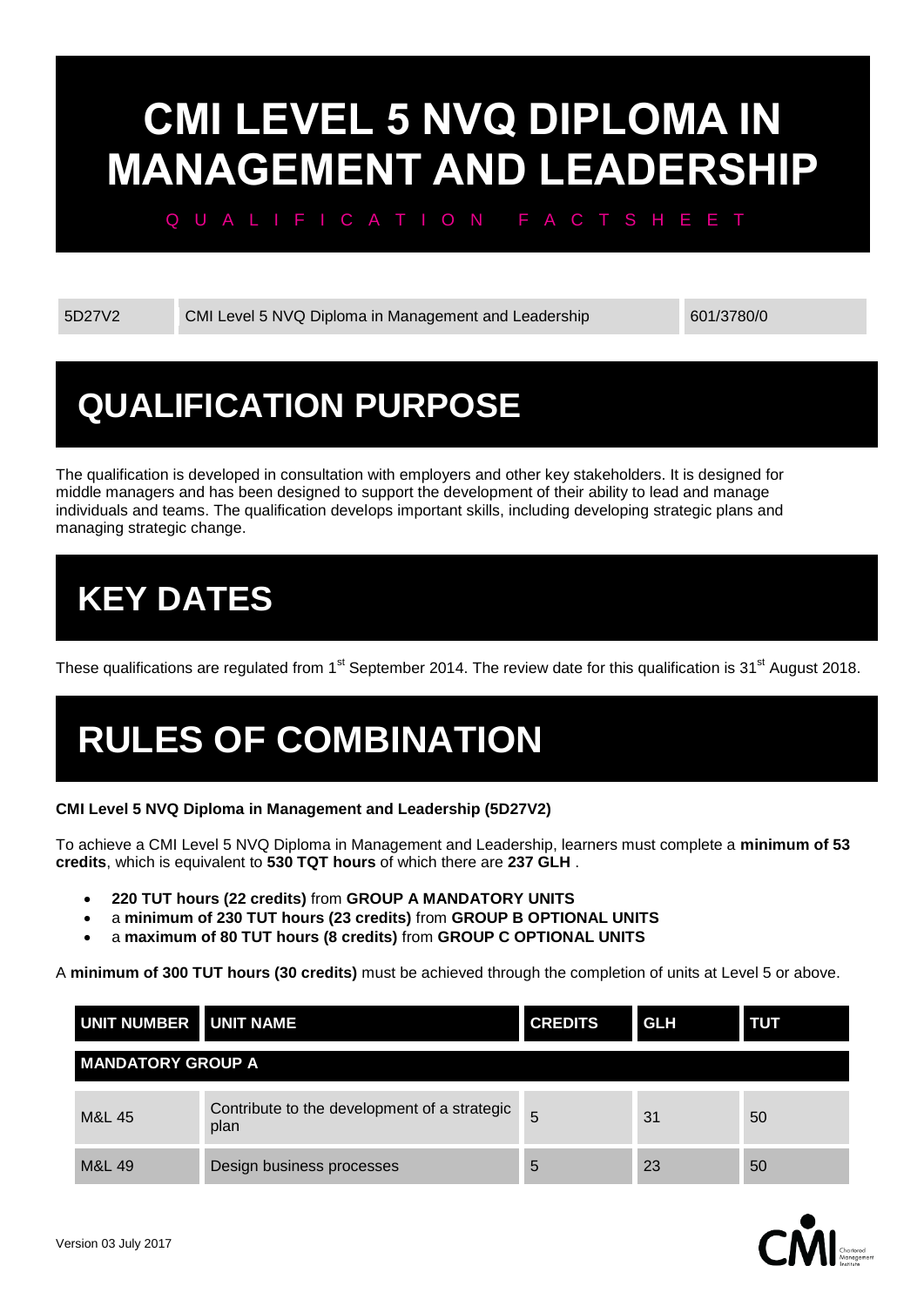# CMI LEVEL 5 NVQ DIPLOMA IN MANAGEMENT AND LEADERSHIP

QUALIFICATION FACTSHEET

| | | |
|---|---|---|
| 5D27V2 | CMI Level 5 NVQ Diploma in Management and Leadership | 601/3780/0 |

## QUALIFICATION PURPOSE

The qualification is developed in consultation with employers and other key stakeholders. It is designed for middle managers and has been designed to support the development of their ability to lead and manage individuals and teams. The qualification develops important skills, including developing strategic plans and managing strategic change.

## KEY DATES

These qualifications are regulated from 1st September 2014. The review date for this qualification is 31st August 2018.

## RULES OF COMBINATION

**CMI Level 5 NVQ Diploma in Management and Leadership (5D27V2)**

To achieve a CMI Level 5 NVQ Diploma in Management and Leadership, learners must complete a **minimum of 53 credits**, which is equivalent to **530 TQT hours** of which there are **237 GLH** .

- **220 TUT hours (22 credits)** from **GROUP A MANDATORY UNITS**
- a **minimum of 230 TUT hours (23 credits)** from **GROUP B OPTIONAL UNITS**
- a **maximum of 80 TUT hours (8 credits)** from **GROUP C OPTIONAL UNITS**

A **minimum of 300 TUT hours (30 credits)** must be achieved through the completion of units at Level 5 or above.

| UNIT NUMBER | UNIT NAME | CREDITS | GLH | TUT |
|---|---|---|---|---|
| **MANDATORY GROUP A** | | | | |
| M&L 45 | Contribute to the development of a strategic plan | 5 | 31 | 50 |
| M&L 49 | Design business processes | 5 | 23 | 50 |

Version 03 July 2017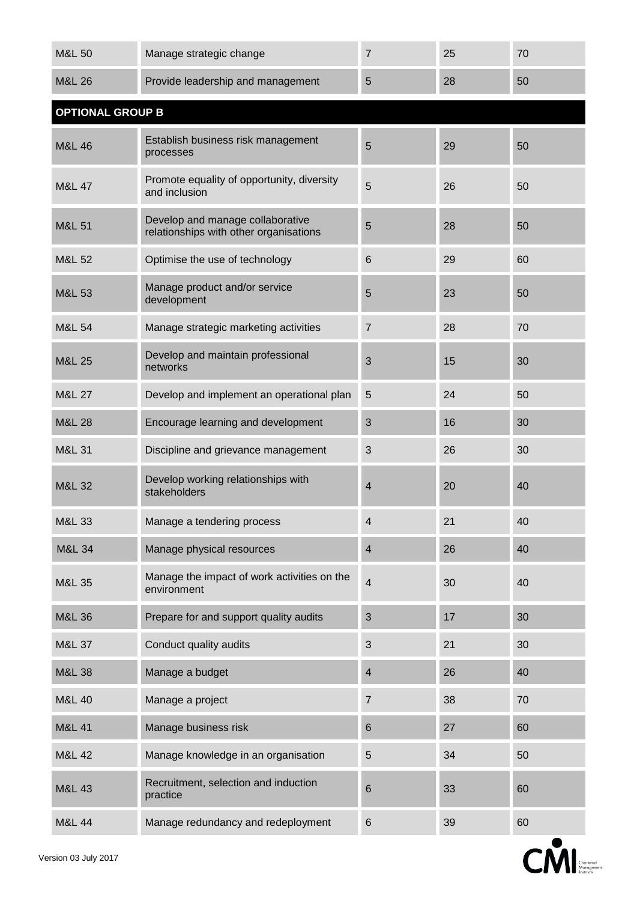| | | | | |
|---|---|---|---|---|
| M&L 50 | Manage strategic change | 7 | 25 | 70 |
| M&L 26 | Provide leadership and management | 5 | 28 | 50 |
| **OPTIONAL GROUP B** | | | | |
| M&L 46 | Establish business risk management processes | 5 | 29 | 50 |
| M&L 47 | Promote equality of opportunity, diversity and inclusion | 5 | 26 | 50 |
| M&L 51 | Develop and manage collaborative relationships with other organisations | 5 | 28 | 50 |
| M&L 52 | Optimise the use of technology | 6 | 29 | 60 |
| M&L 53 | Manage product and/or service development | 5 | 23 | 50 |
| M&L 54 | Manage strategic marketing activities | 7 | 28 | 70 |
| M&L 25 | Develop and maintain professional networks | 3 | 15 | 30 |
| M&L 27 | Develop and implement an operational plan | 5 | 24 | 50 |
| M&L 28 | Encourage learning and development | 3 | 16 | 30 |
| M&L 31 | Discipline and grievance management | 3 | 26 | 30 |
| M&L 32 | Develop working relationships with stakeholders | 4 | 20 | 40 |
| M&L 33 | Manage a tendering process | 4 | 21 | 40 |
| M&L 34 | Manage physical resources | 4 | 26 | 40 |
| M&L 35 | Manage the impact of work activities on the environment | 4 | 30 | 40 |
| M&L 36 | Prepare for and support quality audits | 3 | 17 | 30 |
| M&L 37 | Conduct quality audits | 3 | 21 | 30 |
| M&L 38 | Manage a budget | 4 | 26 | 40 |
| M&L 40 | Manage a project | 7 | 38 | 70 |
| M&L 41 | Manage business risk | 6 | 27 | 60 |
| M&L 42 | Manage knowledge in an organisation | 5 | 34 | 50 |
| M&L 43 | Recruitment, selection and induction practice | 6 | 33 | 60 |
| M&L 44 | Manage redundancy and redeployment | 6 | 39 | 60 |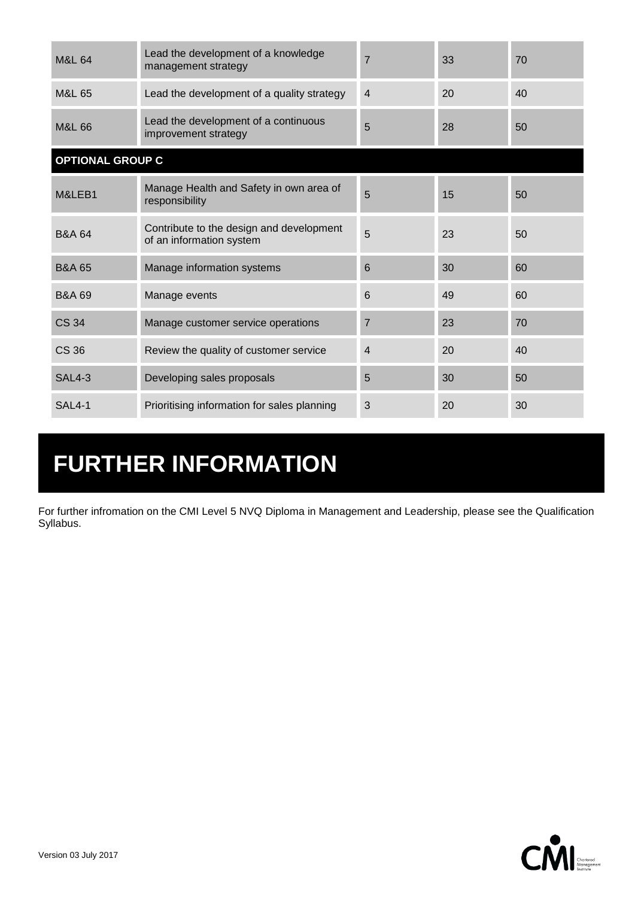| | | | | |
|---|---|---|---|---|
| M&L 64 | Lead the development of a knowledge management strategy | 7 | 33 | 70 |
| M&L 65 | Lead the development of a quality strategy | 4 | 20 | 40 |
| M&L 66 | Lead the development of a continuous improvement strategy | 5 | 28 | 50 |
| **OPTIONAL GROUP C** | | | | |
| M&LEB1 | Manage Health and Safety in own area of responsibility | 5 | 15 | 50 |
| B&A 64 | Contribute to the design and development of an information system | 5 | 23 | 50 |
| B&A 65 | Manage information systems | 6 | 30 | 60 |
| B&A 69 | Manage events | 6 | 49 | 60 |
| CS 34 | Manage customer service operations | 7 | 23 | 70 |
| CS 36 | Review the quality of customer service | 4 | 20 | 40 |
| SAL4-3 | Developing sales proposals | 5 | 30 | 50 |
| SAL4-1 | Prioritising information for sales planning | 3 | 20 | 30 |

# FURTHER INFORMATION

For further infromation on the CMI Level 5 NVQ Diploma in Management and Leadership, please see the Qualification Syllabus.

Version 03 July 2017